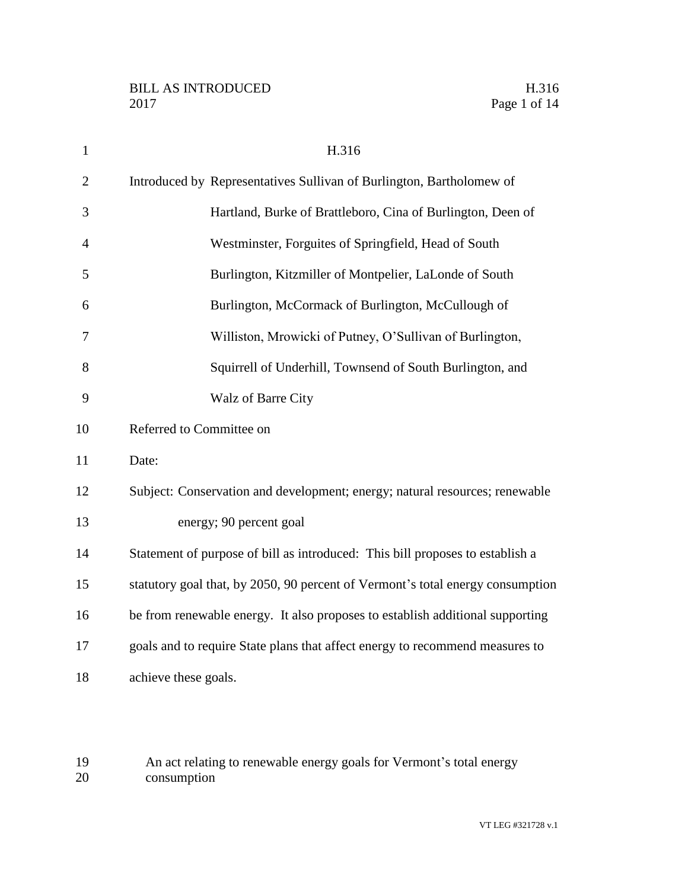# H.316

Introduced by Representatives Sullivan of Burlington, Bartholomew of Hartland, Burke of Brattleboro, Cina of Burlington, Deen of Westminster, Forguites of Springfield, Head of South Burlington, Kitzmiller of Montpelier, LaLonde of South Burlington, McCormack of Burlington, McCullough of Williston, Mrowicki of Putney, O'Sullivan of Burlington, Squirrell of Underhill, Townsend of South Burlington, and Walz of Barre City

Referred to Committee on

Date:

Subject: Conservation and development; energy; natural resources; renewable energy; 90 percent goal

Statement of purpose of bill as introduced: This bill proposes to establish a statutory goal that, by 2050, 90 percent of Vermont's total energy consumption be from renewable energy. It also proposes to establish additional supporting goals and to require State plans that affect energy to recommend measures to achieve these goals.

An act relating to renewable energy goals for Vermont's total energy consumption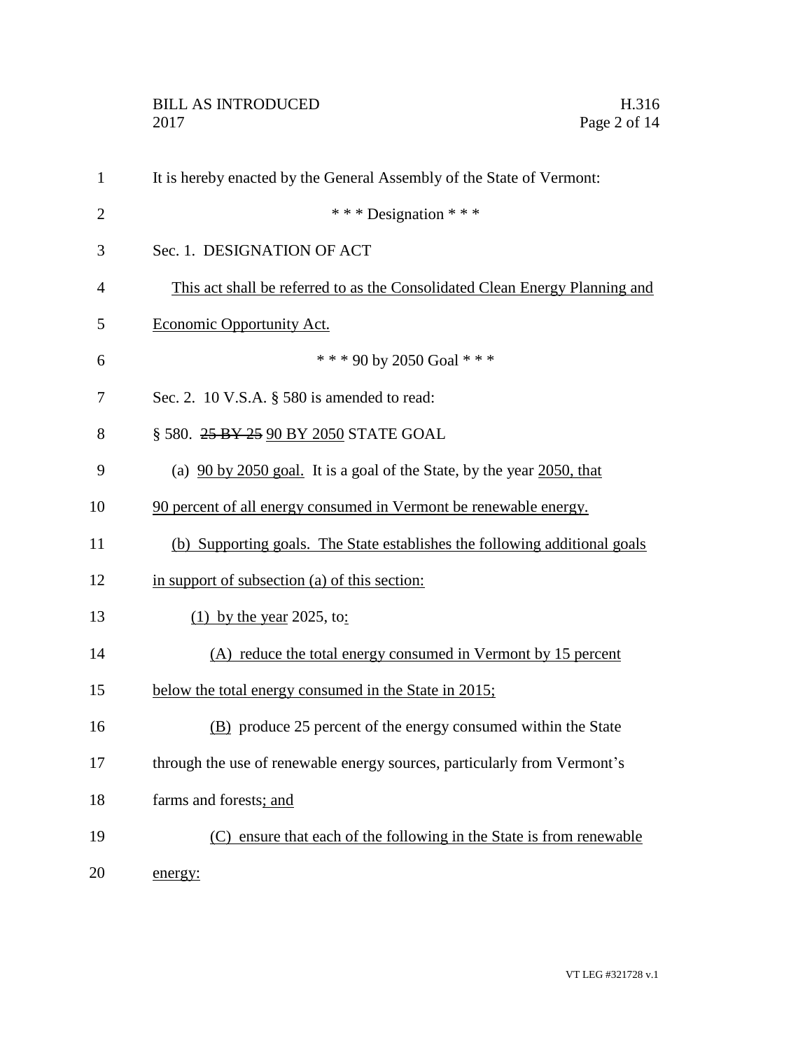It is hereby enacted by the General Assembly of the State of Vermont:

\* \* \* Designation \* \* \*

Sec. 1. DESIGNATION OF ACT

<u>This act shall be referred to as the Consolidated Clean Energy Planning and Economic Opportunity Act.</u>

\* \* \* 90 by 2050 Goal \* \* \*

Sec. 2. 10 V.S.A. § 580 is amended to read:

§ 580. ~~25 BY 25~~ <u>90 BY 2050</u> STATE GOAL

(a) <u>90 by 2050 goal.</u> It is a goal of the State, by the year <u>2050, that 90 percent of all energy consumed in Vermont be renewable energy.</u>

<u>(b) Supporting goals. The State establishes the following additional goals in support of subsection (a) of this section:</u>

<u>(1) by the year</u> 2025, to<u>:</u>

<u>(A) reduce the total energy consumed in Vermont by 15 percent below the total energy consumed in the State in 2015;</u>

<u>(B)</u> produce 25 percent of the energy consumed within the State through the use of renewable energy sources, particularly from Vermont's farms and forests<u>; and</u>

<u>(C) ensure that each of the following in the State is from renewable energy:</u>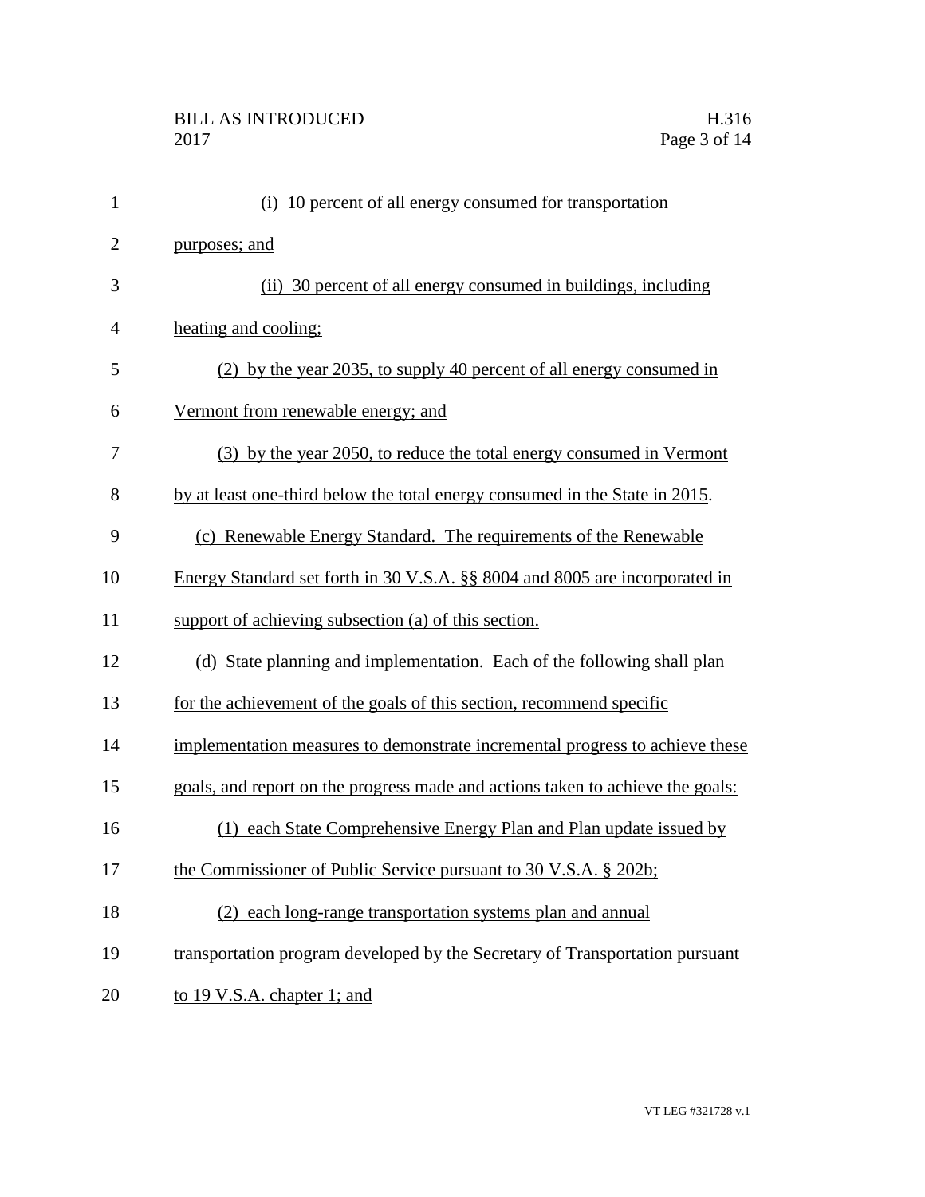(i) 10 percent of all energy consumed for transportation purposes; and

(ii) 30 percent of all energy consumed in buildings, including heating and cooling;

(2) by the year 2035, to supply 40 percent of all energy consumed in Vermont from renewable energy; and

(3) by the year 2050, to reduce the total energy consumed in Vermont by at least one-third below the total energy consumed in the State in 2015.

(c) Renewable Energy Standard. The requirements of the Renewable Energy Standard set forth in 30 V.S.A. §§ 8004 and 8005 are incorporated in support of achieving subsection (a) of this section.

(d) State planning and implementation. Each of the following shall plan for the achievement of the goals of this section, recommend specific implementation measures to demonstrate incremental progress to achieve these goals, and report on the progress made and actions taken to achieve the goals:

(1) each State Comprehensive Energy Plan and Plan update issued by the Commissioner of Public Service pursuant to 30 V.S.A. § 202b;

(2) each long-range transportation systems plan and annual transportation program developed by the Secretary of Transportation pursuant to 19 V.S.A. chapter 1; and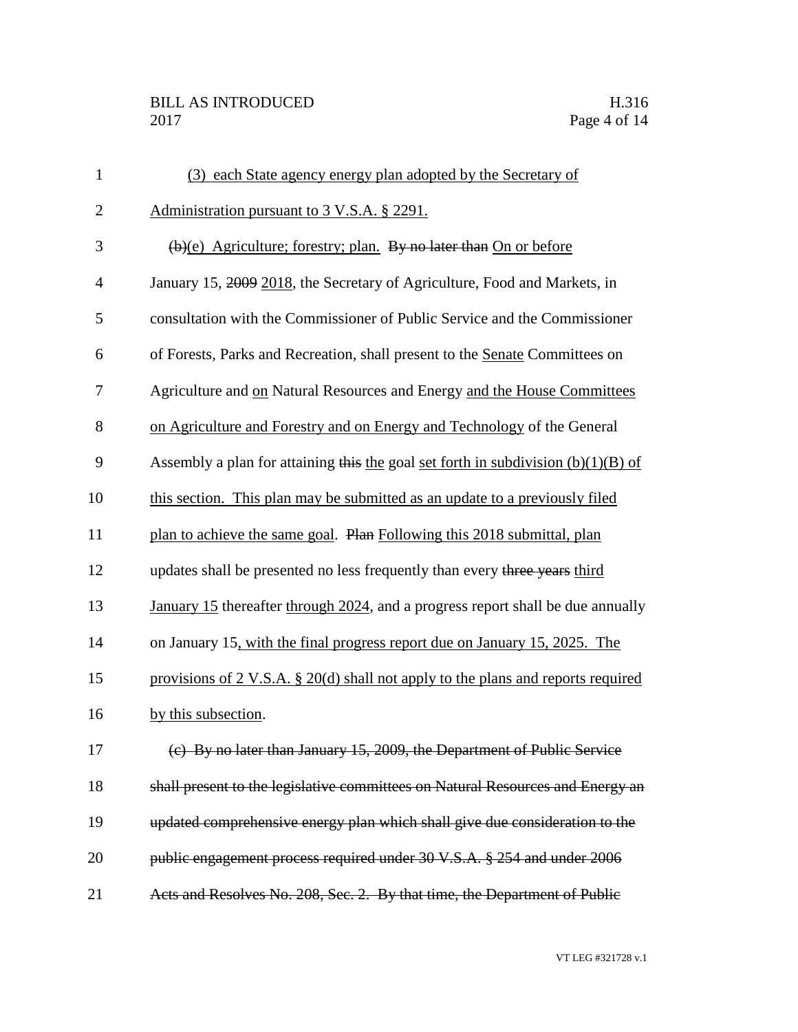(3) each State agency energy plan adopted by the Secretary of Administration pursuant to 3 V.S.A. § 2291.

~~(b)~~(e) Agriculture; forestry; plan. ~~By no later than~~ On or before January 15, ~~2009~~ 2018, the Secretary of Agriculture, Food and Markets, in consultation with the Commissioner of Public Service and the Commissioner of Forests, Parks and Recreation, shall present to the Senate Committees on Agriculture and on Natural Resources and Energy and the House Committees on Agriculture and Forestry and on Energy and Technology of the General Assembly a plan for attaining ~~this~~ the goal set forth in subdivision (b)(1)(B) of this section. This plan may be submitted as an update to a previously filed plan to achieve the same goal. ~~Plan~~ Following this 2018 submittal, plan updates shall be presented no less frequently than every ~~three years~~ third January 15 thereafter through 2024, and a progress report shall be due annually on January 15, with the final progress report due on January 15, 2025. The provisions of 2 V.S.A. § 20(d) shall not apply to the plans and reports required by this subsection.

~~(c) By no later than January 15, 2009, the Department of Public Service shall present to the legislative committees on Natural Resources and Energy an updated comprehensive energy plan which shall give due consideration to the public engagement process required under 30 V.S.A. § 254 and under 2006 Acts and Resolves No. 208, Sec. 2. By that time, the Department of Public~~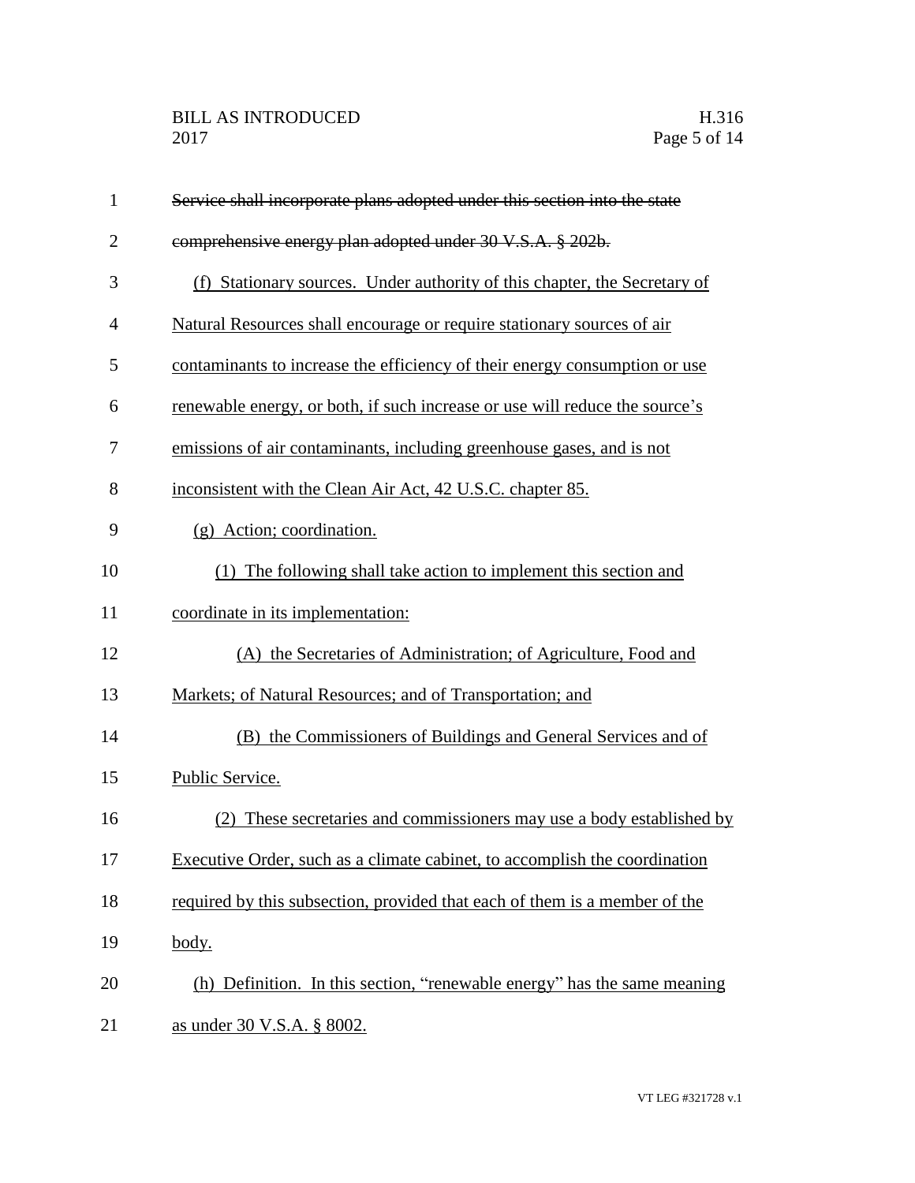~~Service shall incorporate plans adopted under this section into the state comprehensive energy plan adopted under 30 V.S.A. § 202b.~~

<u>(f) Stationary sources. Under authority of this chapter, the Secretary of Natural Resources shall encourage or require stationary sources of air contaminants to increase the efficiency of their energy consumption or use renewable energy, or both, if such increase or use will reduce the source's emissions of air contaminants, including greenhouse gases, and is not inconsistent with the Clean Air Act, 42 U.S.C. chapter 85.</u>

<u>(g) Action; coordination.</u>

<u>(1) The following shall take action to implement this section and coordinate in its implementation:</u>

<u>(A) the Secretaries of Administration; of Agriculture, Food and Markets; of Natural Resources; and of Transportation; and</u>

<u>(B) the Commissioners of Buildings and General Services and of Public Service.</u>

<u>(2) These secretaries and commissioners may use a body established by Executive Order, such as a climate cabinet, to accomplish the coordination required by this subsection, provided that each of them is a member of the body.</u>

<u>(h) Definition. In this section, "renewable energy" has the same meaning as under 30 V.S.A. § 8002.</u>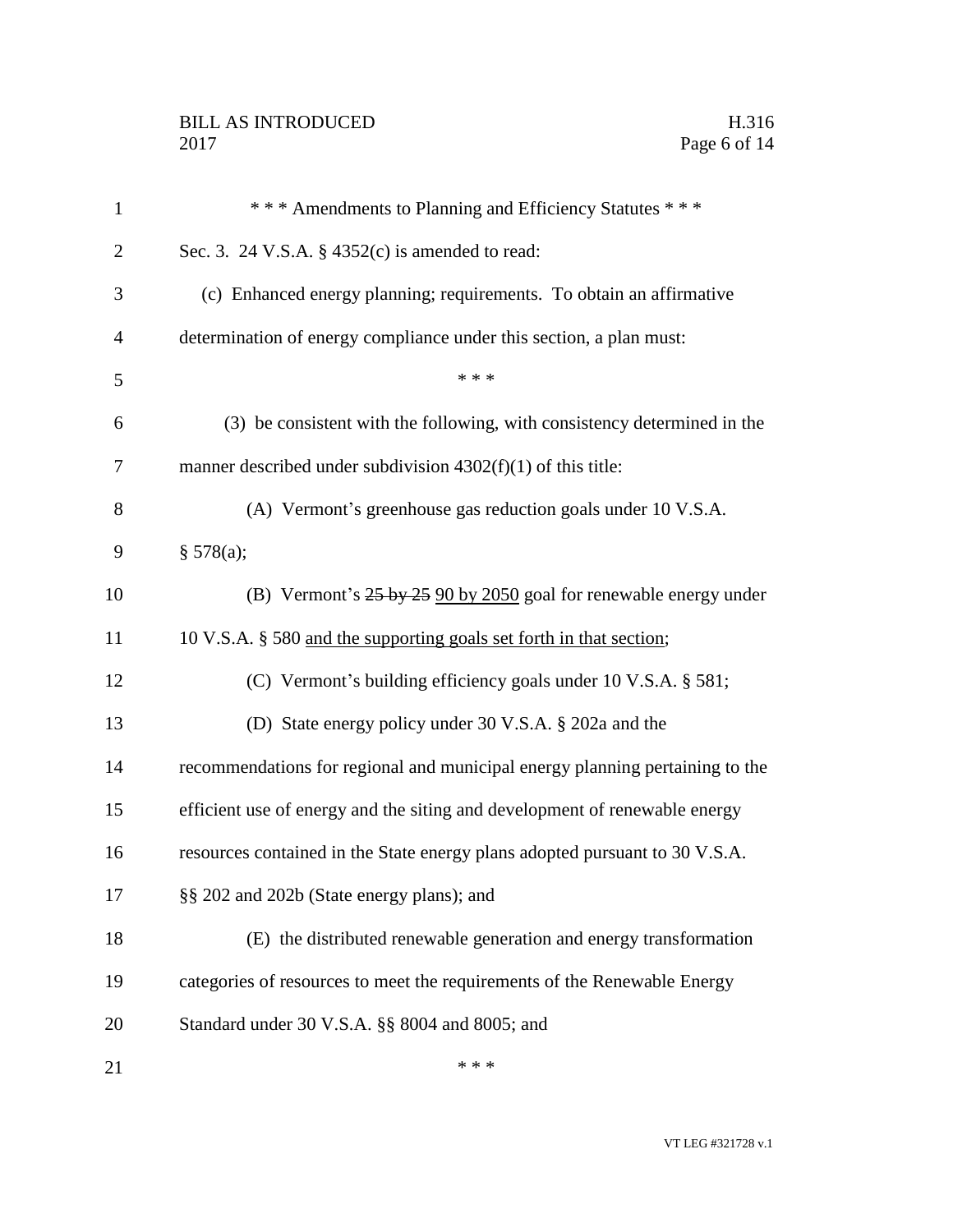\* \* \* Amendments to Planning and Efficiency Statutes \* \* \*

Sec. 3. 24 V.S.A. § 4352(c) is amended to read:

(c) Enhanced energy planning; requirements. To obtain an affirmative determination of energy compliance under this section, a plan must:

\* \* \*

(3) be consistent with the following, with consistency determined in the manner described under subdivision 4302(f)(1) of this title:

(A) Vermont's greenhouse gas reduction goals under 10 V.S.A. § 578(a);

(B) Vermont's ~~25 by 25~~ <u>90 by 2050</u> goal for renewable energy under 10 V.S.A. § 580 <u>and the supporting goals set forth in that section</u>;

(C) Vermont's building efficiency goals under 10 V.S.A. § 581;

(D) State energy policy under 30 V.S.A. § 202a and the recommendations for regional and municipal energy planning pertaining to the efficient use of energy and the siting and development of renewable energy resources contained in the State energy plans adopted pursuant to 30 V.S.A. §§ 202 and 202b (State energy plans); and

(E) the distributed renewable generation and energy transformation categories of resources to meet the requirements of the Renewable Energy Standard under 30 V.S.A. §§ 8004 and 8005; and

\* \* \*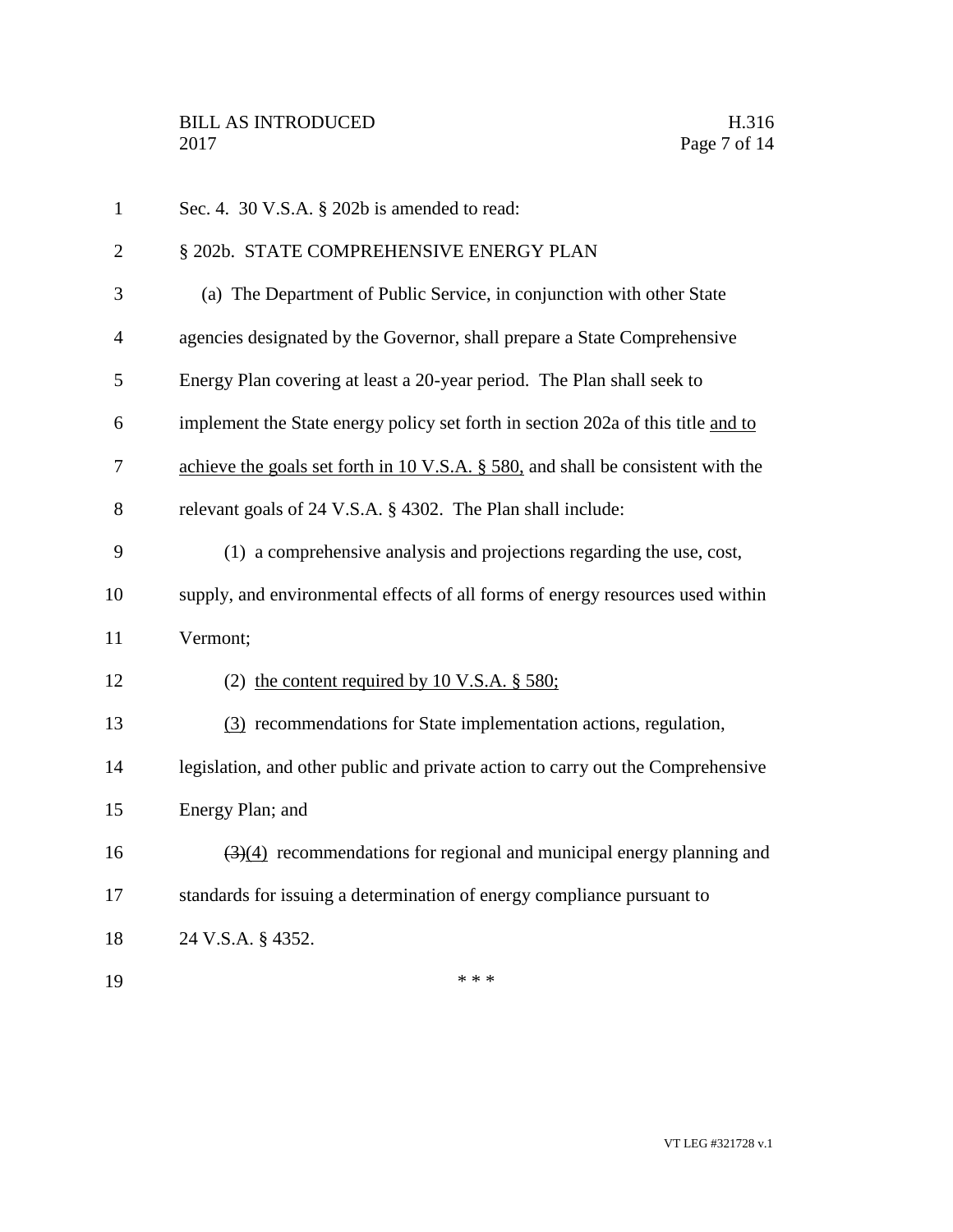Sec. 4. 30 V.S.A. § 202b is amended to read:

§ 202b. STATE COMPREHENSIVE ENERGY PLAN

(a) The Department of Public Service, in conjunction with other State agencies designated by the Governor, shall prepare a State Comprehensive Energy Plan covering at least a 20-year period. The Plan shall seek to implement the State energy policy set forth in section 202a of this title <u>and to achieve the goals set forth in 10 V.S.A. § 580,</u> and shall be consistent with the relevant goals of 24 V.S.A. § 4302. The Plan shall include:

(1) a comprehensive analysis and projections regarding the use, cost, supply, and environmental effects of all forms of energy resources used within Vermont;

(2) <u>the content required by 10 V.S.A. § 580;</u>

<u>(3)</u> recommendations for State implementation actions, regulation, legislation, and other public and private action to carry out the Comprehensive Energy Plan; and

~~(3)~~<u>(4)</u> recommendations for regional and municipal energy planning and standards for issuing a determination of energy compliance pursuant to 24 V.S.A. § 4352.

\* \* \*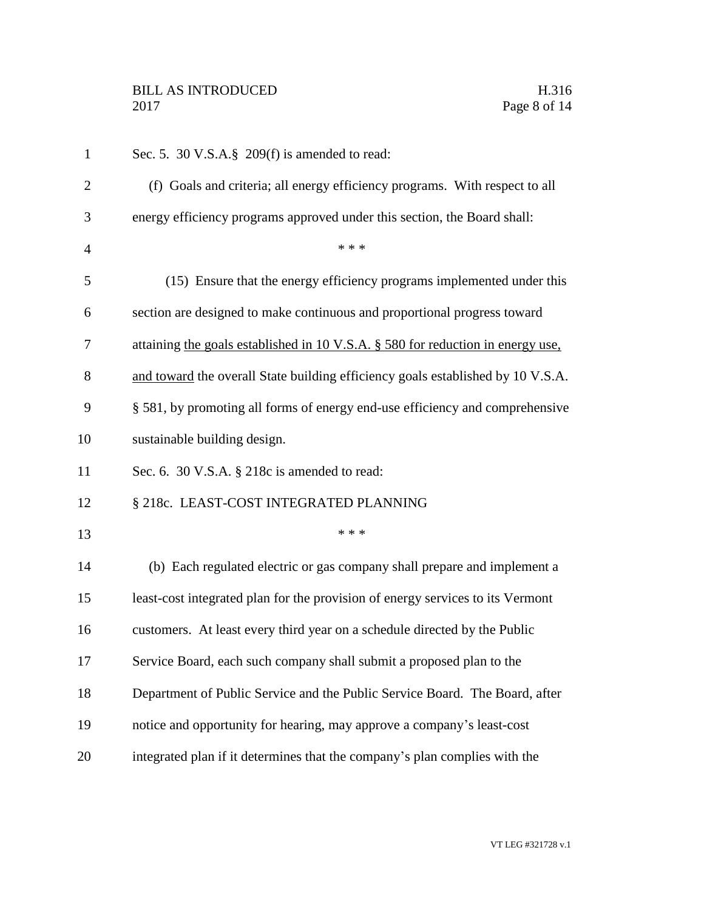Sec. 5. 30 V.S.A.§ 209(f) is amended to read:

(f) Goals and criteria; all energy efficiency programs. With respect to all energy efficiency programs approved under this section, the Board shall:

\* \* \*

(15) Ensure that the energy efficiency programs implemented under this section are designed to make continuous and proportional progress toward attaining <u>the goals established in 10 V.S.A. § 580 for reduction in energy use, and toward</u> the overall State building efficiency goals established by 10 V.S.A. § 581, by promoting all forms of energy end-use efficiency and comprehensive sustainable building design.

Sec. 6. 30 V.S.A. § 218c is amended to read:

§ 218c. LEAST-COST INTEGRATED PLANNING

\* \* \*

(b) Each regulated electric or gas company shall prepare and implement a least-cost integrated plan for the provision of energy services to its Vermont customers. At least every third year on a schedule directed by the Public Service Board, each such company shall submit a proposed plan to the Department of Public Service and the Public Service Board. The Board, after notice and opportunity for hearing, may approve a company's least-cost integrated plan if it determines that the company's plan complies with the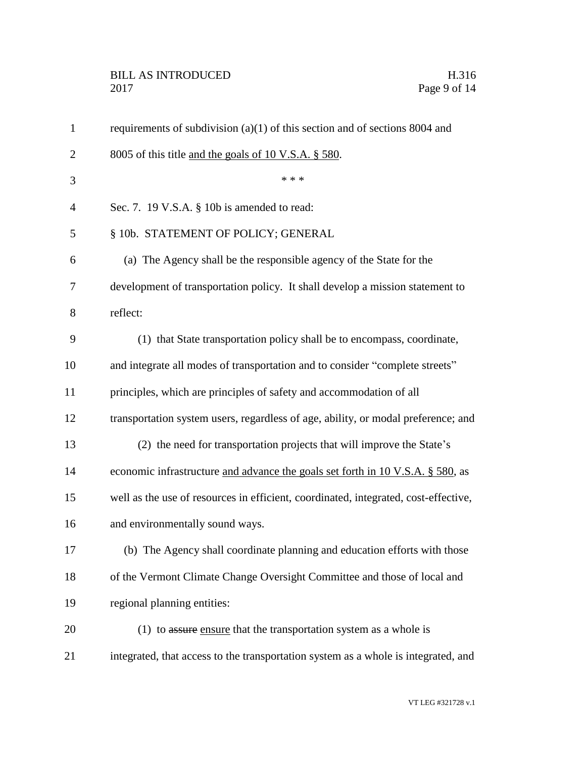requirements of subdivision (a)(1) of this section and of sections 8004 and 8005 of this title <u>and the goals of 10 V.S.A. § 580</u>.

\* \* \*

Sec. 7. 19 V.S.A. § 10b is amended to read:

§ 10b. STATEMENT OF POLICY; GENERAL

(a) The Agency shall be the responsible agency of the State for the development of transportation policy. It shall develop a mission statement to reflect:

(1) that State transportation policy shall be to encompass, coordinate, and integrate all modes of transportation and to consider "complete streets" principles, which are principles of safety and accommodation of all transportation system users, regardless of age, ability, or modal preference; and

(2) the need for transportation projects that will improve the State's economic infrastructure <u>and advance the goals set forth in 10 V.S.A. § 580</u>, as well as the use of resources in efficient, coordinated, integrated, cost-effective, and environmentally sound ways.

(b) The Agency shall coordinate planning and education efforts with those of the Vermont Climate Change Oversight Committee and those of local and regional planning entities:

(1) to ~~assure~~ <u>ensure</u> that the transportation system as a whole is integrated, that access to the transportation system as a whole is integrated, and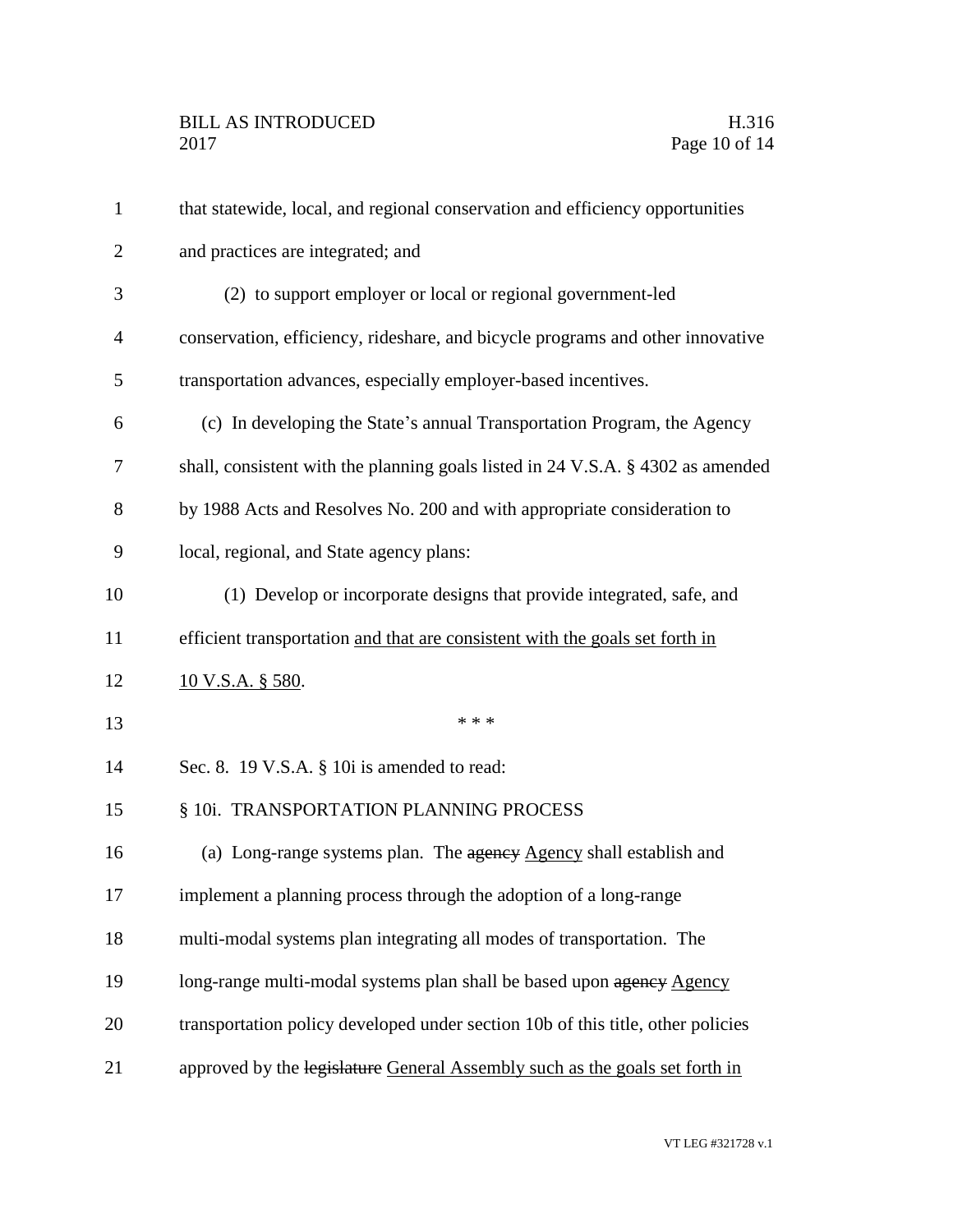that statewide, local, and regional conservation and efficiency opportunities and practices are integrated; and

(2) to support employer or local or regional government-led conservation, efficiency, rideshare, and bicycle programs and other innovative transportation advances, especially employer-based incentives.

(c) In developing the State's annual Transportation Program, the Agency shall, consistent with the planning goals listed in 24 V.S.A. § 4302 as amended by 1988 Acts and Resolves No. 200 and with appropriate consideration to local, regional, and State agency plans:

(1) Develop or incorporate designs that provide integrated, safe, and efficient transportation <u>and that are consistent with the goals set forth in 10 V.S.A. § 580</u>.

\* \* \*

Sec. 8. 19 V.S.A. § 10i is amended to read:

§ 10i. TRANSPORTATION PLANNING PROCESS

(a) Long-range systems plan. The ~~agency~~ <u>Agency</u> shall establish and implement a planning process through the adoption of a long-range multi-modal systems plan integrating all modes of transportation. The long-range multi-modal systems plan shall be based upon ~~agency~~ <u>Agency</u> transportation policy developed under section 10b of this title, other policies approved by the ~~legislature~~ <u>General Assembly such as the goals set forth in</u>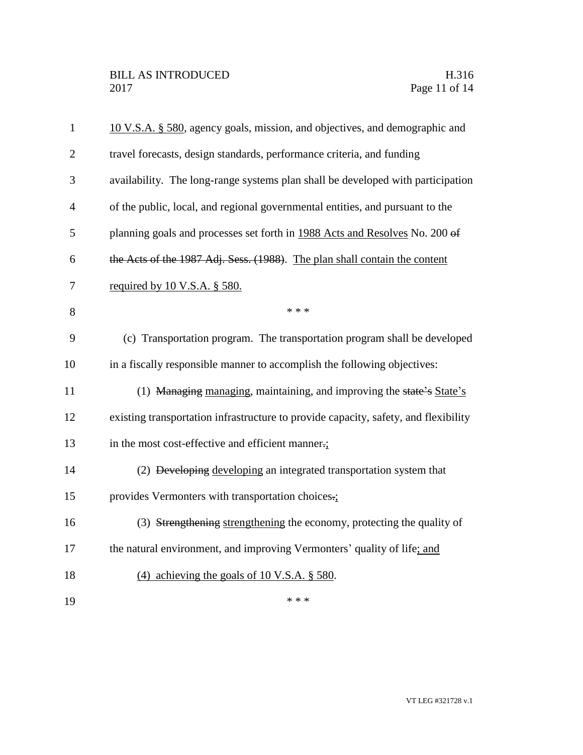10 V.S.A. § 580, agency goals, mission, and objectives, and demographic and travel forecasts, design standards, performance criteria, and funding availability. The long-range systems plan shall be developed with participation of the public, local, and regional governmental entities, and pursuant to the planning goals and processes set forth in 1988 Acts and Resolves No. 200 ~~of the Acts of the 1987 Adj. Sess. (1988)~~. The plan shall contain the content required by 10 V.S.A. § 580.

\* \* \*

(c) Transportation program. The transportation program shall be developed in a fiscally responsible manner to accomplish the following objectives:

(1) ~~Managing~~ managing, maintaining, and improving the ~~state's~~ State's existing transportation infrastructure to provide capacity, safety, and flexibility in the most cost-effective and efficient manner~~.~~;

(2) ~~Developing~~ developing an integrated transportation system that provides Vermonters with transportation choices~~.~~;

(3) ~~Strengthening~~ strengthening the economy, protecting the quality of the natural environment, and improving Vermonters' quality of life; and

(4) achieving the goals of 10 V.S.A. § 580.

\* \* \*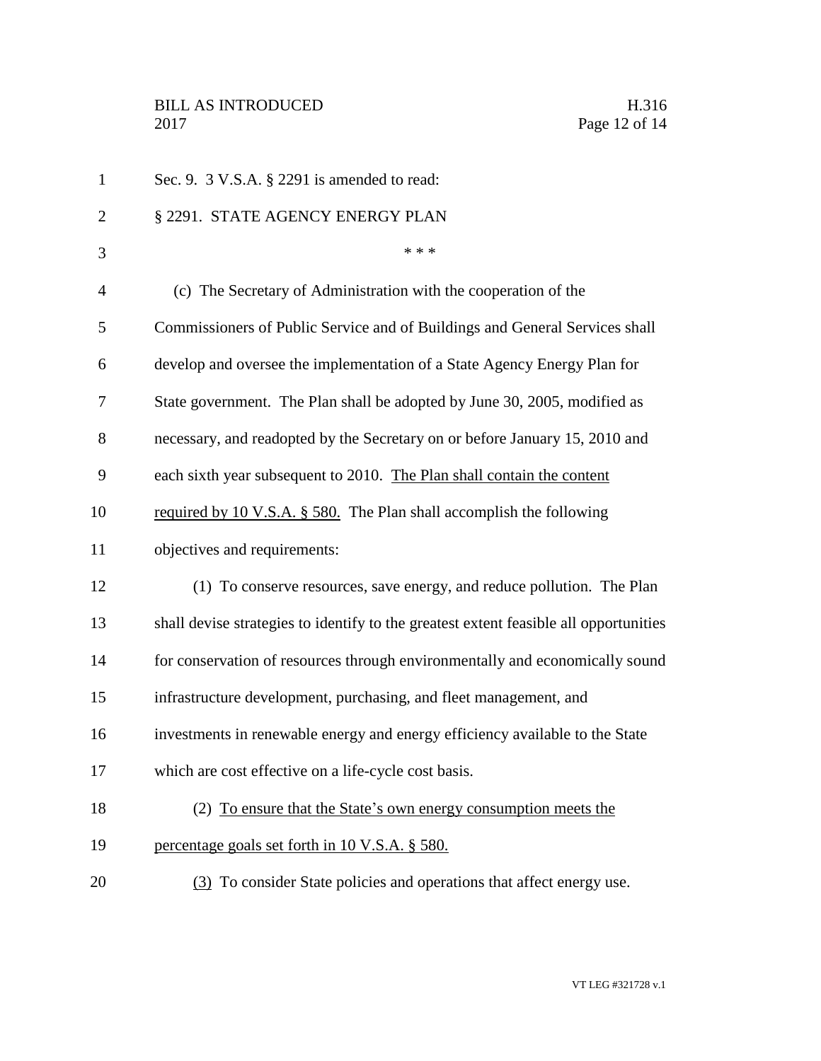Sec. 9. 3 V.S.A. § 2291 is amended to read:

§ 2291. STATE AGENCY ENERGY PLAN

\* \* \*

(c) The Secretary of Administration with the cooperation of the Commissioners of Public Service and of Buildings and General Services shall develop and oversee the implementation of a State Agency Energy Plan for State government. The Plan shall be adopted by June 30, 2005, modified as necessary, and readopted by the Secretary on or before January 15, 2010 and each sixth year subsequent to 2010. <u>The Plan shall contain the content required by 10 V.S.A. § 580.</u> The Plan shall accomplish the following objectives and requirements:

(1) To conserve resources, save energy, and reduce pollution. The Plan shall devise strategies to identify to the greatest extent feasible all opportunities for conservation of resources through environmentally and economically sound infrastructure development, purchasing, and fleet management, and investments in renewable energy and energy efficiency available to the State which are cost effective on a life-cycle cost basis.

(2) <u>To ensure that the State's own energy consumption meets the percentage goals set forth in 10 V.S.A. § 580.</u>

<u>(3)</u> To consider State policies and operations that affect energy use.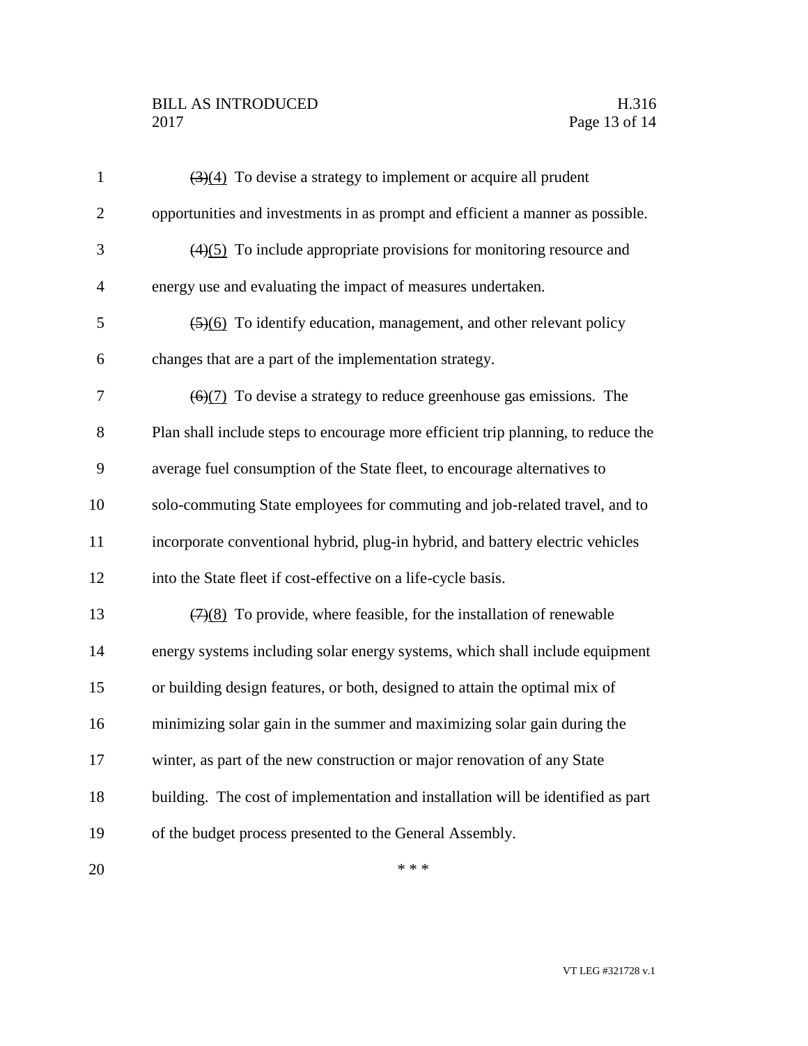~~(3)~~(4) To devise a strategy to implement or acquire all prudent opportunities and investments in as prompt and efficient a manner as possible.

~~(4)~~(5) To include appropriate provisions for monitoring resource and energy use and evaluating the impact of measures undertaken.

~~(5)~~(6) To identify education, management, and other relevant policy changes that are a part of the implementation strategy.

~~(6)~~(7) To devise a strategy to reduce greenhouse gas emissions. The Plan shall include steps to encourage more efficient trip planning, to reduce the average fuel consumption of the State fleet, to encourage alternatives to solo-commuting State employees for commuting and job-related travel, and to incorporate conventional hybrid, plug-in hybrid, and battery electric vehicles into the State fleet if cost-effective on a life-cycle basis.

~~(7)~~(8) To provide, where feasible, for the installation of renewable energy systems including solar energy systems, which shall include equipment or building design features, or both, designed to attain the optimal mix of minimizing solar gain in the summer and maximizing solar gain during the winter, as part of the new construction or major renovation of any State building. The cost of implementation and installation will be identified as part of the budget process presented to the General Assembly.

\* \* \*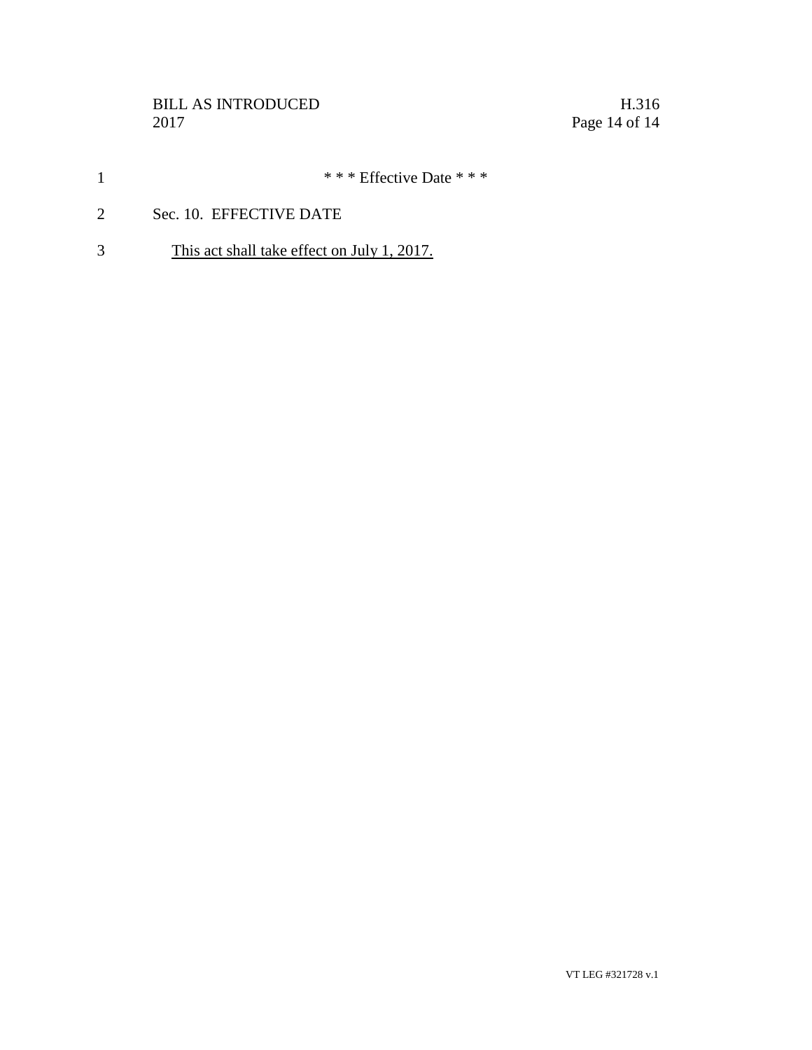\* \* \* Effective Date \* \* \*

Sec. 10. EFFECTIVE DATE

This act shall take effect on July 1, 2017.

* * * Effective Date * * *

Sec. 10. EFFECTIVE DATE

This act shall take effect on July 1, 2017.